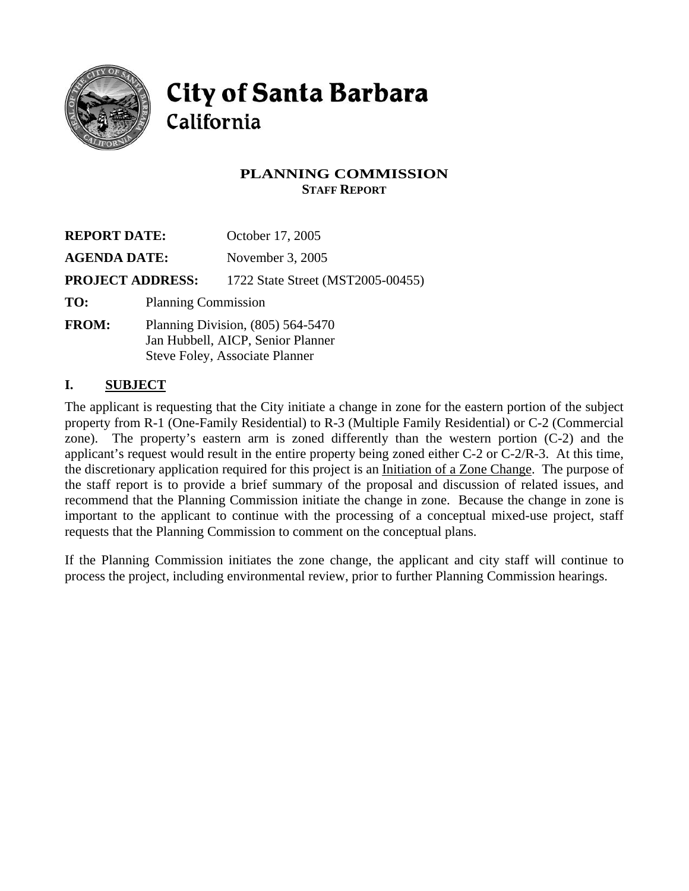# City of Santa Barbara
California

## PLANNING COMMISSION
**STAFF REPORT**

**REPORT DATE:** October 17, 2005

**AGENDA DATE:** November 3, 2005

**PROJECT ADDRESS:** 1722 State Street (MST2005-00455)

**TO:** Planning Commission

**FROM:** Planning Division, (805) 564-5470
Jan Hubbell, AICP, Senior Planner
Steve Foley, Associate Planner

## I. SUBJECT

The applicant is requesting that the City initiate a change in zone for the eastern portion of the subject property from R-1 (One-Family Residential) to R-3 (Multiple Family Residential) or C-2 (Commercial zone). The property's eastern arm is zoned differently than the western portion (C-2) and the applicant's request would result in the entire property being zoned either C-2 or C-2/R-3. At this time, the discretionary application required for this project is an Initiation of a Zone Change. The purpose of the staff report is to provide a brief summary of the proposal and discussion of related issues, and recommend that the Planning Commission initiate the change in zone. Because the change in zone is important to the applicant to continue with the processing of a conceptual mixed-use project, staff requests that the Planning Commission to comment on the conceptual plans.

If the Planning Commission initiates the zone change, the applicant and city staff will continue to process the project, including environmental review, prior to further Planning Commission hearings.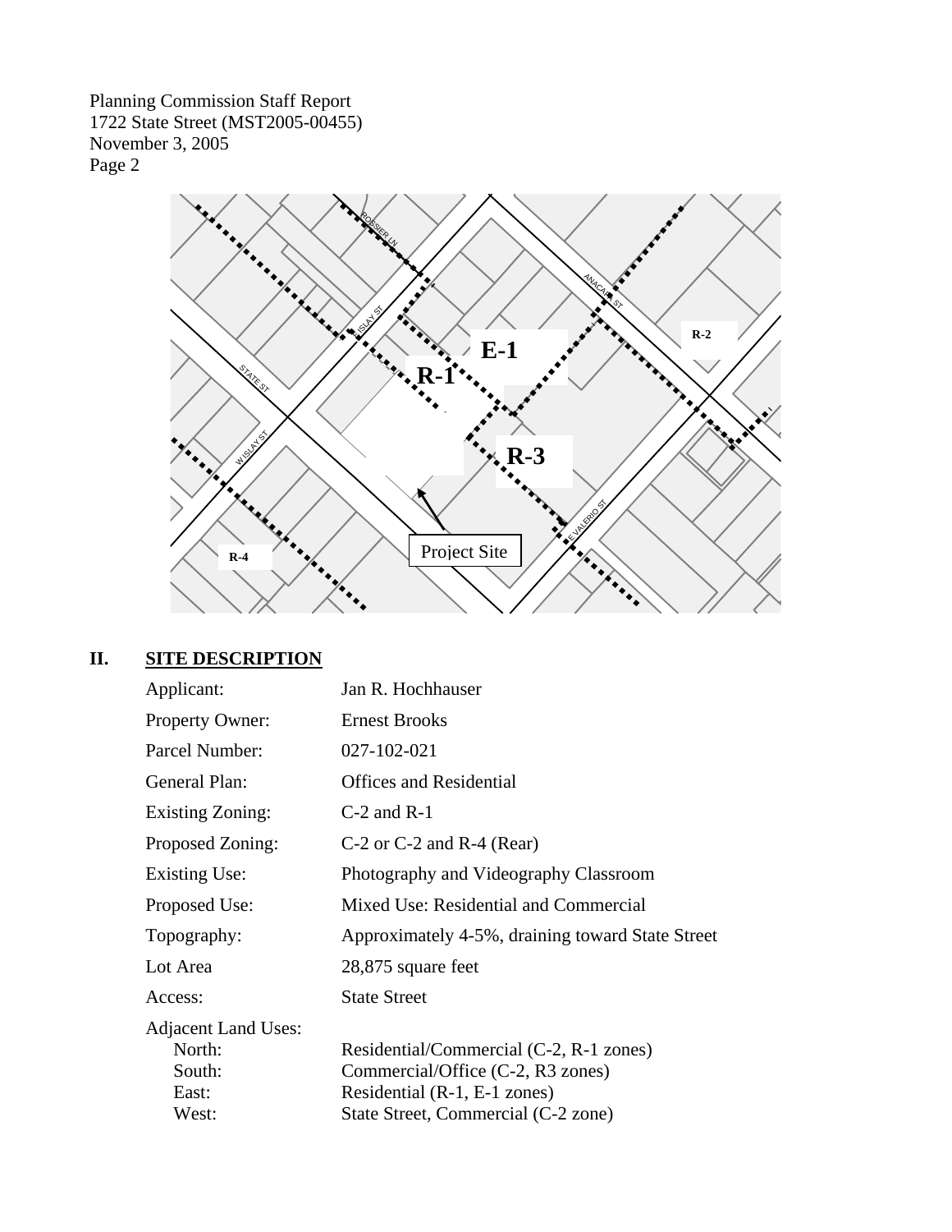## II. SITE DESCRIPTION

| | |
|---|---|
| Applicant: | Jan R. Hochhauser |
| Property Owner: | Ernest Brooks |
| Parcel Number: | 027-102-021 |
| General Plan: | Offices and Residential |
| Existing Zoning: | C-2 and R-1 |
| Proposed Zoning: | C-2 or C-2 and R-4 (Rear) |
| Existing Use: | Photography and Videography Classroom |
| Proposed Use: | Mixed Use: Residential and Commercial |
| Topography: | Approximately 4-5%, draining toward State Street |
| Lot Area | 28,875 square feet |
| Access: | State Street |
| Adjacent Land Uses: | |
| North: | Residential/Commercial (C-2, R-1 zones) |
| South: | Commercial/Office (C-2, R3 zones) |
| East: | Residential (R-1, E-1 zones) |
| West: | State Street, Commercial (C-2 zone) |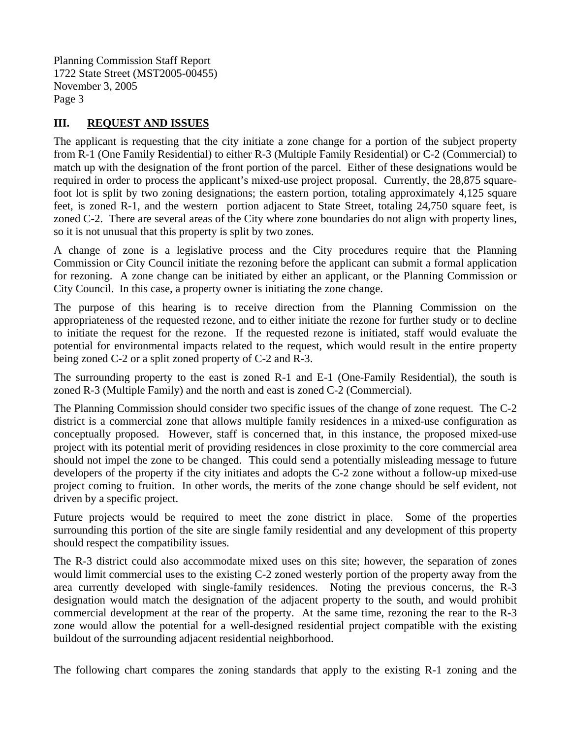## III. REQUEST AND ISSUES

The applicant is requesting that the city initiate a zone change for a portion of the subject property from R-1 (One Family Residential) to either R-3 (Multiple Family Residential) or C-2 (Commercial) to match up with the designation of the front portion of the parcel. Either of these designations would be required in order to process the applicant's mixed-use project proposal. Currently, the 28,875 square-foot lot is split by two zoning designations; the eastern portion, totaling approximately 4,125 square feet, is zoned R-1, and the western portion adjacent to State Street, totaling 24,750 square feet, is zoned C-2. There are several areas of the City where zone boundaries do not align with property lines, so it is not unusual that this property is split by two zones.

A change of zone is a legislative process and the City procedures require that the Planning Commission or City Council initiate the rezoning before the applicant can submit a formal application for rezoning. A zone change can be initiated by either an applicant, or the Planning Commission or City Council. In this case, a property owner is initiating the zone change.

The purpose of this hearing is to receive direction from the Planning Commission on the appropriateness of the requested rezone, and to either initiate the rezone for further study or to decline to initiate the request for the rezone. If the requested rezone is initiated, staff would evaluate the potential for environmental impacts related to the request, which would result in the entire property being zoned C-2 or a split zoned property of C-2 and R-3.

The surrounding property to the east is zoned R-1 and E-1 (One-Family Residential), the south is zoned R-3 (Multiple Family) and the north and east is zoned C-2 (Commercial).

The Planning Commission should consider two specific issues of the change of zone request. The C-2 district is a commercial zone that allows multiple family residences in a mixed-use configuration as conceptually proposed. However, staff is concerned that, in this instance, the proposed mixed-use project with its potential merit of providing residences in close proximity to the core commercial area should not impel the zone to be changed. This could send a potentially misleading message to future developers of the property if the city initiates and adopts the C-2 zone without a follow-up mixed-use project coming to fruition. In other words, the merits of the zone change should be self evident, not driven by a specific project.

Future projects would be required to meet the zone district in place. Some of the properties surrounding this portion of the site are single family residential and any development of this property should respect the compatibility issues.

The R-3 district could also accommodate mixed uses on this site; however, the separation of zones would limit commercial uses to the existing C-2 zoned westerly portion of the property away from the area currently developed with single-family residences. Noting the previous concerns, the R-3 designation would match the designation of the adjacent property to the south, and would prohibit commercial development at the rear of the property. At the same time, rezoning the rear to the R-3 zone would allow the potential for a well-designed residential project compatible with the existing buildout of the surrounding adjacent residential neighborhood.

The following chart compares the zoning standards that apply to the existing R-1 zoning and the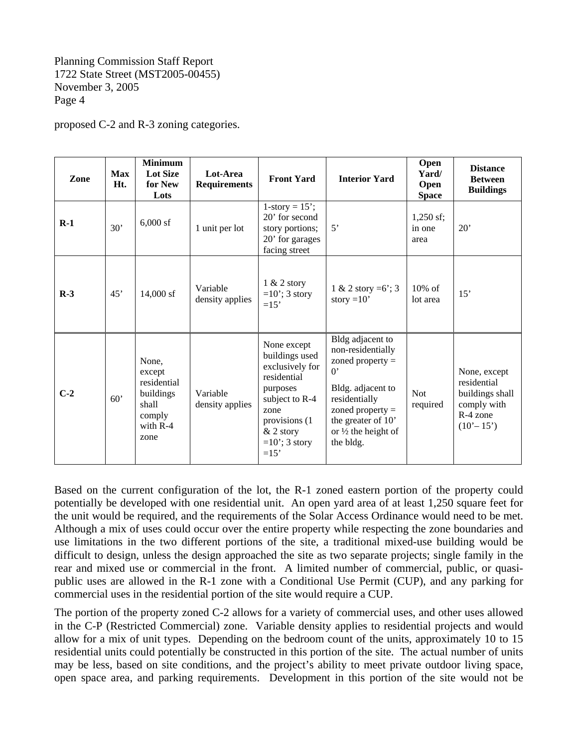proposed C-2 and R-3 zoning categories.

| Zone | Max Ht. | Minimum Lot Size for New Lots | Lot-Area Requirements | Front Yard | Interior Yard | Open Yard/ Open Space | Distance Between Buildings |
|---|---|---|---|---|---|---|---|
| **R-1** | 30’ | 6,000 sf | 1 unit per lot | 1-story = 15’; 20’ for second story portions; 20’ for garages facing street | 5’ | 1,250 sf; in one area | 20’ |
| **R-3** | 45’ | 14,000 sf | Variable density applies | 1 & 2 story =10’; 3 story =15’ | 1 & 2 story =6’; 3 story =10’ | 10% of lot area | 15’ |
| **C-2** | 60’ | None, except residential buildings shall comply with R-4 zone | Variable density applies | None except buildings used exclusively for residential purposes subject to R-4 zone provisions (1 & 2 story =10’; 3 story =15’ | Bldg adjacent to non-residentially zoned property = 0’ Bldg. adjacent to residentially zoned property = the greater of 10’ or ½ the height of the bldg. | Not required | None, except residential buildings shall comply with R-4 zone (10’– 15’) |

Based on the current configuration of the lot, the R-1 zoned eastern portion of the property could potentially be developed with one residential unit. An open yard area of at least 1,250 square feet for the unit would be required, and the requirements of the Solar Access Ordinance would need to be met. Although a mix of uses could occur over the entire property while respecting the zone boundaries and use limitations in the two different portions of the site, a traditional mixed-use building would be difficult to design, unless the design approached the site as two separate projects; single family in the rear and mixed use or commercial in the front. A limited number of commercial, public, or quasi-public uses are allowed in the R-1 zone with a Conditional Use Permit (CUP), and any parking for commercial uses in the residential portion of the site would require a CUP.

The portion of the property zoned C-2 allows for a variety of commercial uses, and other uses allowed in the C-P (Restricted Commercial) zone. Variable density applies to residential projects and would allow for a mix of unit types. Depending on the bedroom count of the units, approximately 10 to 15 residential units could potentially be constructed in this portion of the site. The actual number of units may be less, based on site conditions, and the project's ability to meet private outdoor living space, open space area, and parking requirements. Development in this portion of the site would not be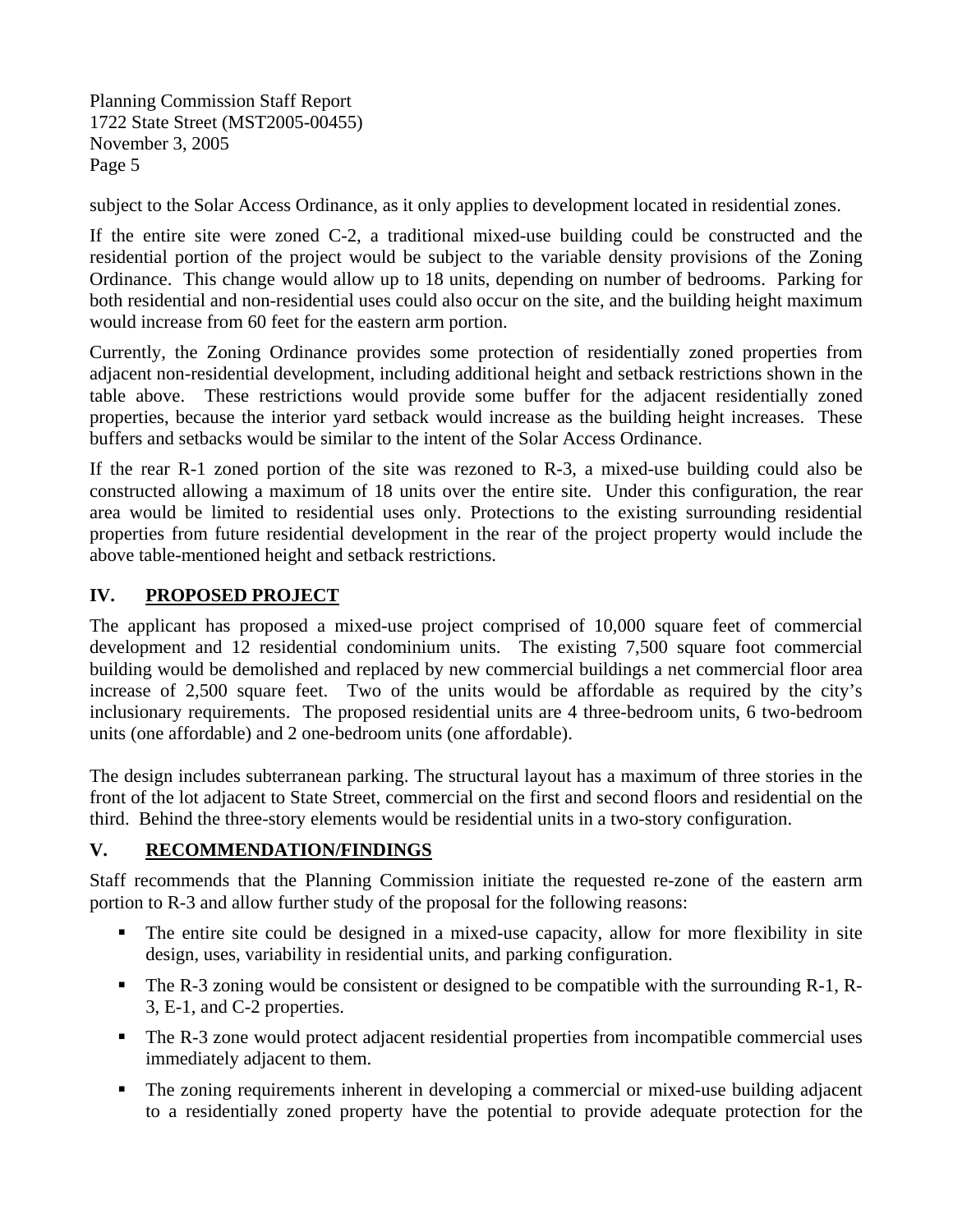subject to the Solar Access Ordinance, as it only applies to development located in residential zones.

If the entire site were zoned C-2, a traditional mixed-use building could be constructed and the residential portion of the project would be subject to the variable density provisions of the Zoning Ordinance. This change would allow up to 18 units, depending on number of bedrooms. Parking for both residential and non-residential uses could also occur on the site, and the building height maximum would increase from 60 feet for the eastern arm portion.

Currently, the Zoning Ordinance provides some protection of residentially zoned properties from adjacent non-residential development, including additional height and setback restrictions shown in the table above. These restrictions would provide some buffer for the adjacent residentially zoned properties, because the interior yard setback would increase as the building height increases. These buffers and setbacks would be similar to the intent of the Solar Access Ordinance.

If the rear R-1 zoned portion of the site was rezoned to R-3, a mixed-use building could also be constructed allowing a maximum of 18 units over the entire site. Under this configuration, the rear area would be limited to residential uses only. Protections to the existing surrounding residential properties from future residential development in the rear of the project property would include the above table-mentioned height and setback restrictions.

## IV. PROPOSED PROJECT

The applicant has proposed a mixed-use project comprised of 10,000 square feet of commercial development and 12 residential condominium units. The existing 7,500 square foot commercial building would be demolished and replaced by new commercial buildings a net commercial floor area increase of 2,500 square feet. Two of the units would be affordable as required by the city's inclusionary requirements. The proposed residential units are 4 three-bedroom units, 6 two-bedroom units (one affordable) and 2 one-bedroom units (one affordable).

The design includes subterranean parking. The structural layout has a maximum of three stories in the front of the lot adjacent to State Street, commercial on the first and second floors and residential on the third. Behind the three-story elements would be residential units in a two-story configuration.

## V. RECOMMENDATION/FINDINGS

Staff recommends that the Planning Commission initiate the requested re-zone of the eastern arm portion to R-3 and allow further study of the proposal for the following reasons:

- The entire site could be designed in a mixed-use capacity, allow for more flexibility in site design, uses, variability in residential units, and parking configuration.
- The R-3 zoning would be consistent or designed to be compatible with the surrounding R-1, R-3, E-1, and C-2 properties.
- The R-3 zone would protect adjacent residential properties from incompatible commercial uses immediately adjacent to them.
- The zoning requirements inherent in developing a commercial or mixed-use building adjacent to a residentially zoned property have the potential to provide adequate protection for the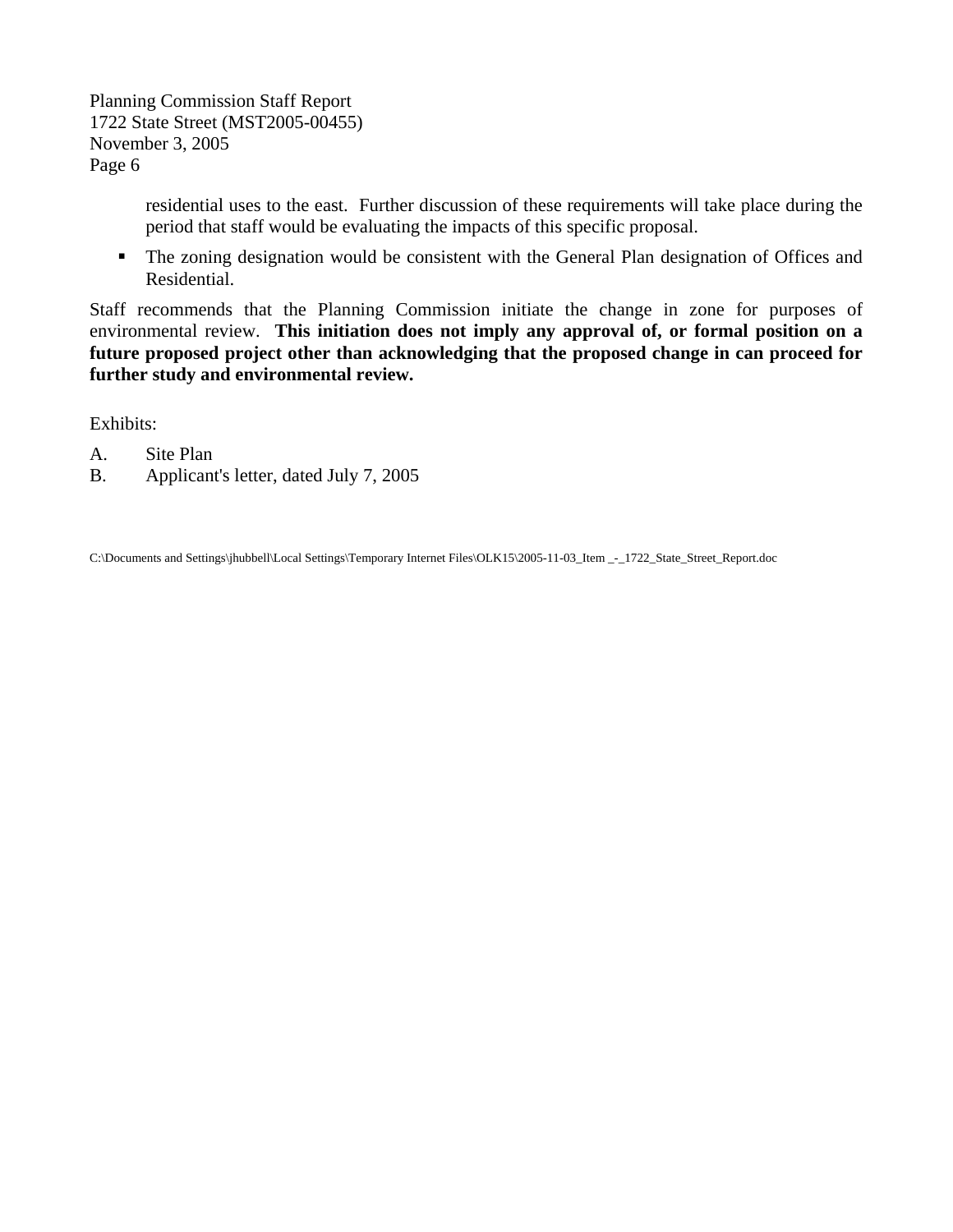residential uses to the east. Further discussion of these requirements will take place during the period that staff would be evaluating the impacts of this specific proposal.

- The zoning designation would be consistent with the General Plan designation of Offices and Residential.

Staff recommends that the Planning Commission initiate the change in zone for purposes of environmental review. **This initiation does not imply any approval of, or formal position on a future proposed project other than acknowledging that the proposed change in can proceed for further study and environmental review.**

Exhibits:

A. Site Plan
B. Applicant's letter, dated July 7, 2005

C:\Documents and Settings\jhubbell\Local Settings\Temporary Internet Files\OLK15\2005-11-03_Item _-_1722_State_Street_Report.doc